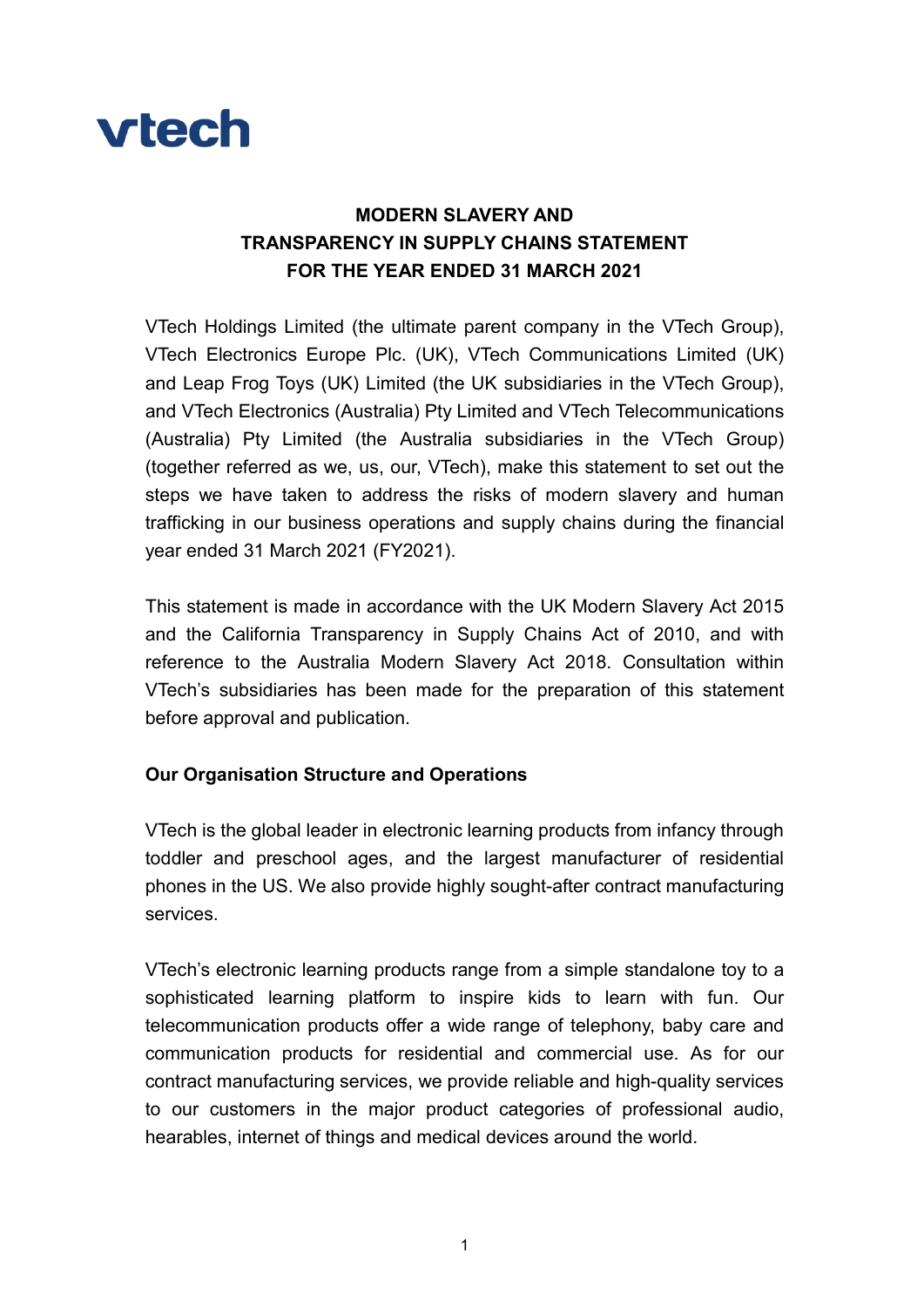vtech

# MODERN SLAVERY AND TRANSPARENCY IN SUPPLY CHAINS STATEMENT FOR THE YEAR ENDED 31 MARCH 2021

VTech Holdings Limited (the ultimate parent company in the VTech Group), VTech Electronics Europe Plc. (UK), VTech Communications Limited (UK) and Leap Frog Toys (UK) Limited (the UK subsidiaries in the VTech Group), and VTech Electronics (Australia) Pty Limited and VTech Telecommunications (Australia) Pty Limited (the Australia subsidiaries in the VTech Group) (together referred as we, us, our, VTech), make this statement to set out the steps we have taken to address the risks of modern slavery and human trafficking in our business operations and supply chains during the financial year ended 31 March 2021 (FY2021).

This statement is made in accordance with the UK Modern Slavery Act 2015 and the California Transparency in Supply Chains Act of 2010, and with reference to the Australia Modern Slavery Act 2018. Consultation within VTech's subsidiaries has been made for the preparation of this statement before approval and publication.

## Our Organisation Structure and Operations

VTech is the global leader in electronic learning products from infancy through toddler and preschool ages, and the largest manufacturer of residential phones in the US. We also provide highly sought-after contract manufacturing services.

VTech's electronic learning products range from a simple standalone toy to a sophisticated learning platform to inspire kids to learn with fun. Our telecommunication products offer a wide range of telephony, baby care and communication products for residential and commercial use. As for our contract manufacturing services, we provide reliable and high-quality services to our customers in the major product categories of professional audio, hearables, internet of things and medical devices around the world.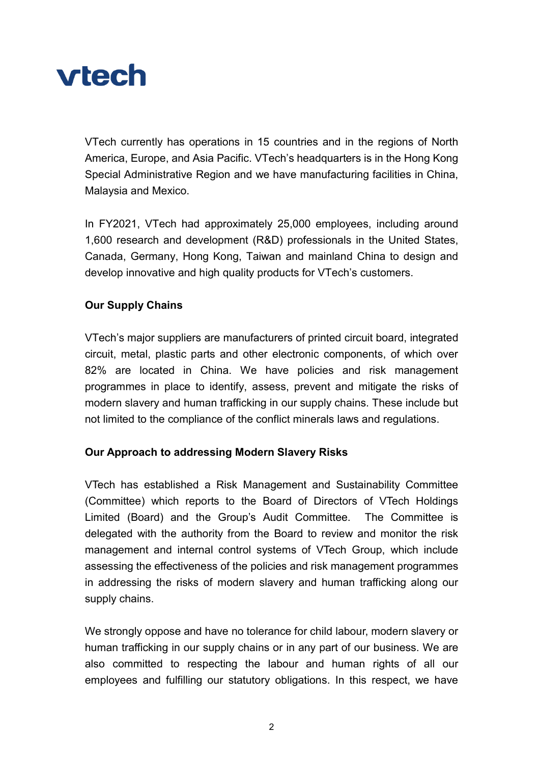VTech currently has operations in 15 countries and in the regions of North America, Europe, and Asia Pacific. VTech's headquarters is in the Hong Kong Special Administrative Region and we have manufacturing facilities in China, Malaysia and Mexico.

In FY2021, VTech had approximately 25,000 employees, including around 1,600 research and development (R&D) professionals in the United States, Canada, Germany, Hong Kong, Taiwan and mainland China to design and develop innovative and high quality products for VTech's customers.

**Our Supply Chains**

VTech's major suppliers are manufacturers of printed circuit board, integrated circuit, metal, plastic parts and other electronic components, of which over 82% are located in China. We have policies and risk management programmes in place to identify, assess, prevent and mitigate the risks of modern slavery and human trafficking in our supply chains. These include but not limited to the compliance of the conflict minerals laws and regulations.

**Our Approach to addressing Modern Slavery Risks**

VTech has established a Risk Management and Sustainability Committee (Committee) which reports to the Board of Directors of VTech Holdings Limited (Board) and the Group's Audit Committee. The Committee is delegated with the authority from the Board to review and monitor the risk management and internal control systems of VTech Group, which include assessing the effectiveness of the policies and risk management programmes in addressing the risks of modern slavery and human trafficking along our supply chains.

We strongly oppose and have no tolerance for child labour, modern slavery or human trafficking in our supply chains or in any part of our business. We are also committed to respecting the labour and human rights of all our employees and fulfilling our statutory obligations. In this respect, we have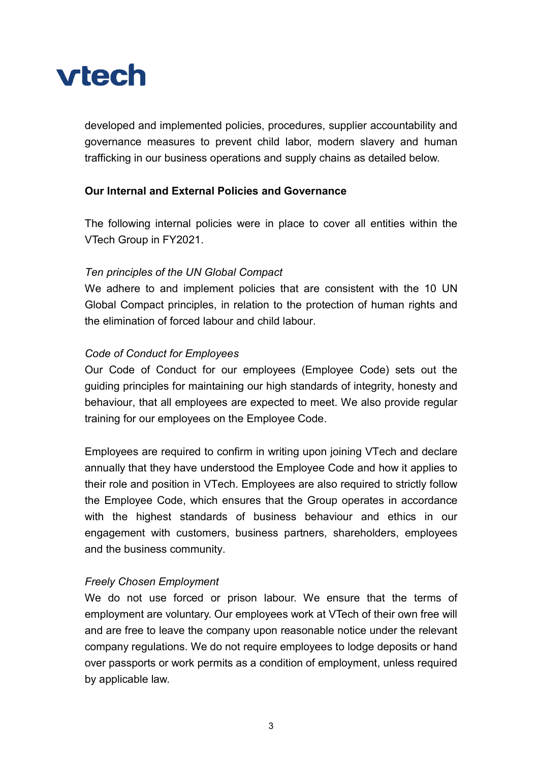developed and implemented policies, procedures, supplier accountability and governance measures to prevent child labor, modern slavery and human trafficking in our business operations and supply chains as detailed below.

**Our Internal and External Policies and Governance**

The following internal policies were in place to cover all entities within the VTech Group in FY2021.

*Ten principles of the UN Global Compact*

We adhere to and implement policies that are consistent with the 10 UN Global Compact principles, in relation to the protection of human rights and the elimination of forced labour and child labour.

*Code of Conduct for Employees*

Our Code of Conduct for our employees (Employee Code) sets out the guiding principles for maintaining our high standards of integrity, honesty and behaviour, that all employees are expected to meet. We also provide regular training for our employees on the Employee Code.

Employees are required to confirm in writing upon joining VTech and declare annually that they have understood the Employee Code and how it applies to their role and position in VTech. Employees are also required to strictly follow the Employee Code, which ensures that the Group operates in accordance with the highest standards of business behaviour and ethics in our engagement with customers, business partners, shareholders, employees and the business community.

*Freely Chosen Employment*

We do not use forced or prison labour. We ensure that the terms of employment are voluntary. Our employees work at VTech of their own free will and are free to leave the company upon reasonable notice under the relevant company regulations. We do not require employees to lodge deposits or hand over passports or work permits as a condition of employment, unless required by applicable law.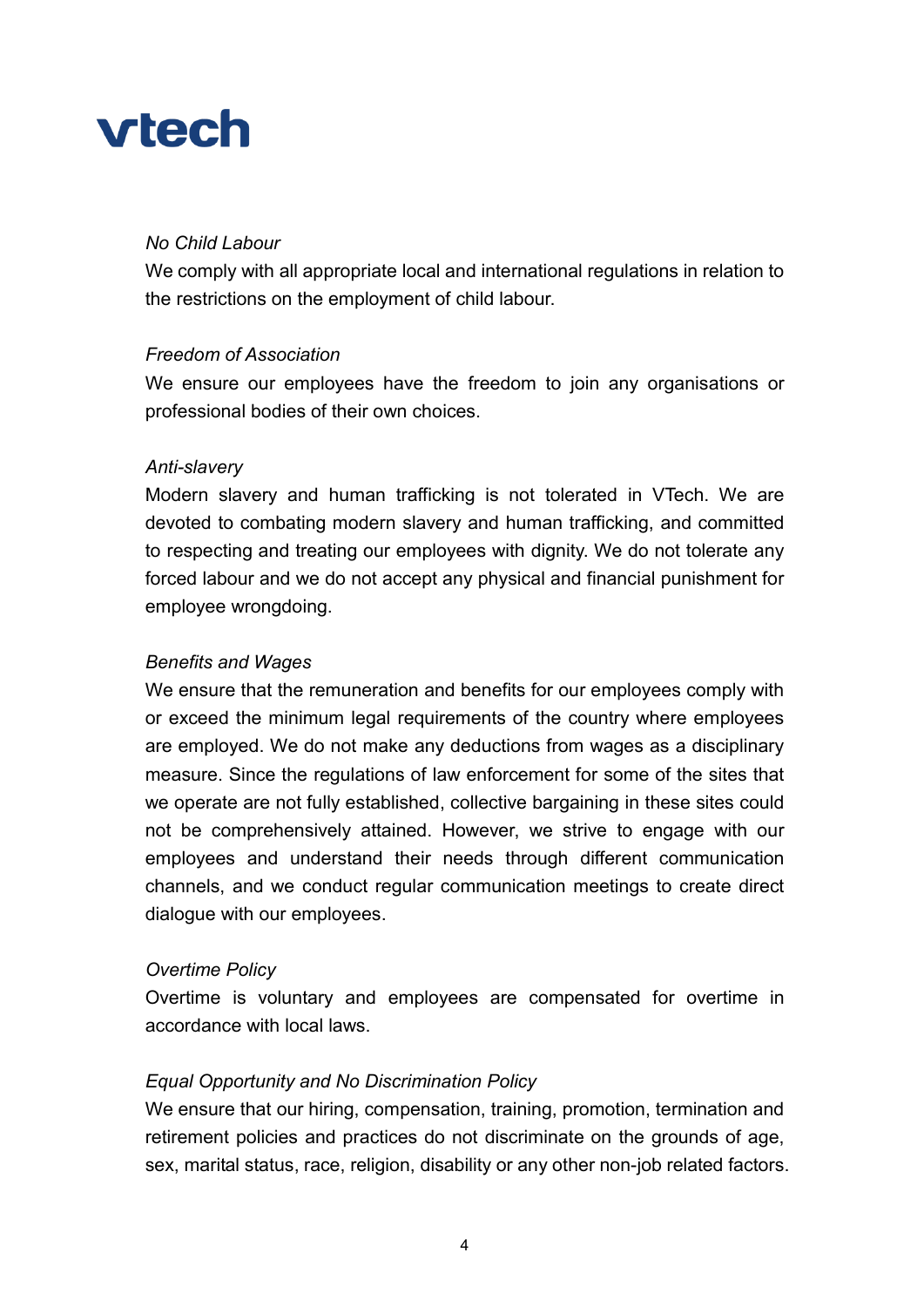*No Child Labour*

We comply with all appropriate local and international regulations in relation to the restrictions on the employment of child labour.

*Freedom of Association*

We ensure our employees have the freedom to join any organisations or professional bodies of their own choices.

*Anti-slavery*

Modern slavery and human trafficking is not tolerated in VTech. We are devoted to combating modern slavery and human trafficking, and committed to respecting and treating our employees with dignity. We do not tolerate any forced labour and we do not accept any physical and financial punishment for employee wrongdoing.

*Benefits and Wages*

We ensure that the remuneration and benefits for our employees comply with or exceed the minimum legal requirements of the country where employees are employed. We do not make any deductions from wages as a disciplinary measure. Since the regulations of law enforcement for some of the sites that we operate are not fully established, collective bargaining in these sites could not be comprehensively attained. However, we strive to engage with our employees and understand their needs through different communication channels, and we conduct regular communication meetings to create direct dialogue with our employees.

*Overtime Policy*

Overtime is voluntary and employees are compensated for overtime in accordance with local laws.

*Equal Opportunity and No Discrimination Policy*

We ensure that our hiring, compensation, training, promotion, termination and retirement policies and practices do not discriminate on the grounds of age, sex, marital status, race, religion, disability or any other non-job related factors.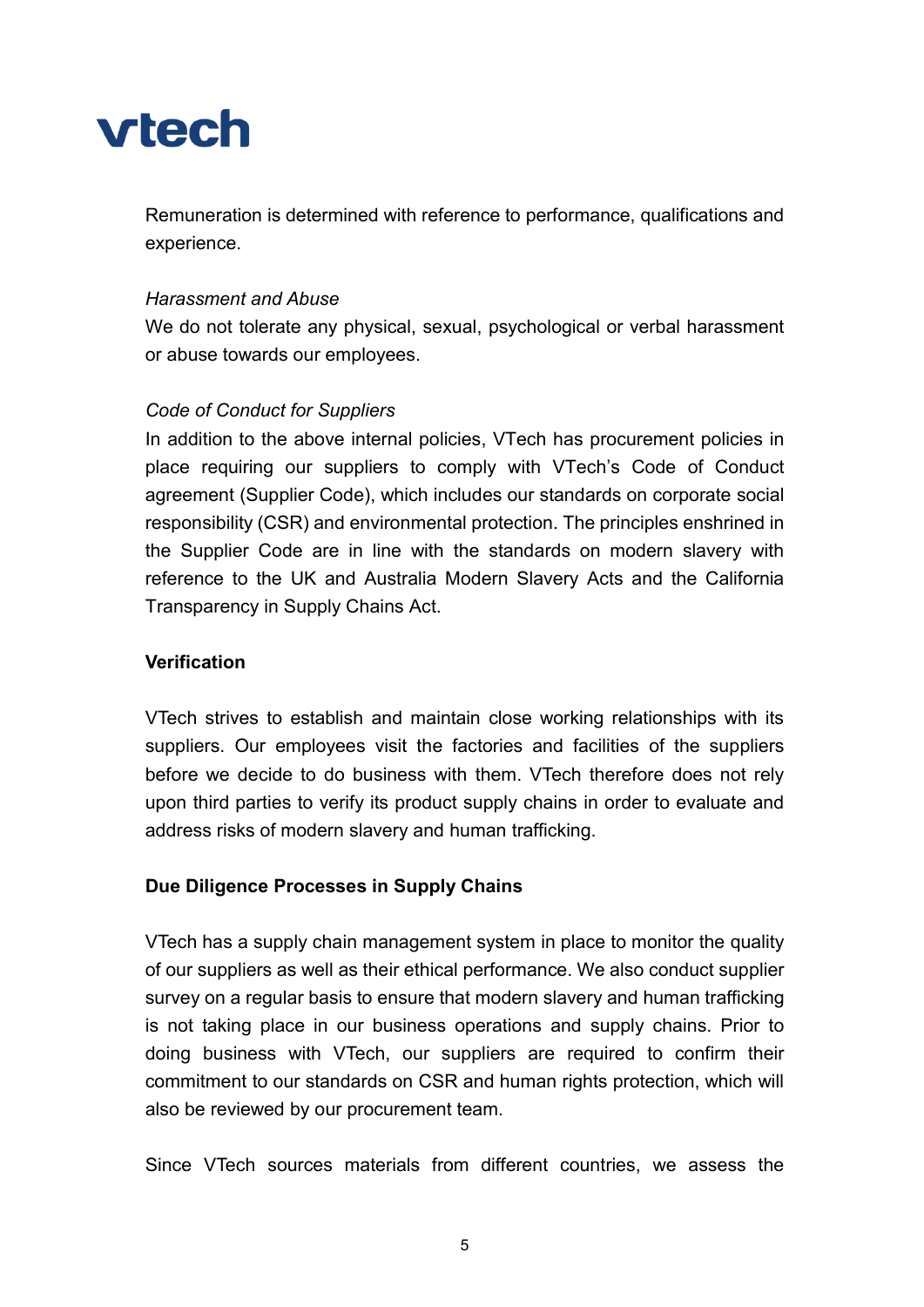Remuneration is determined with reference to performance, qualifications and experience.

*Harassment and Abuse*

We do not tolerate any physical, sexual, psychological or verbal harassment or abuse towards our employees.

*Code of Conduct for Suppliers*

In addition to the above internal policies, VTech has procurement policies in place requiring our suppliers to comply with VTech's Code of Conduct agreement (Supplier Code), which includes our standards on corporate social responsibility (CSR) and environmental protection. The principles enshrined in the Supplier Code are in line with the standards on modern slavery with reference to the UK and Australia Modern Slavery Acts and the California Transparency in Supply Chains Act.

**Verification**

VTech strives to establish and maintain close working relationships with its suppliers. Our employees visit the factories and facilities of the suppliers before we decide to do business with them. VTech therefore does not rely upon third parties to verify its product supply chains in order to evaluate and address risks of modern slavery and human trafficking.

**Due Diligence Processes in Supply Chains**

VTech has a supply chain management system in place to monitor the quality of our suppliers as well as their ethical performance. We also conduct supplier survey on a regular basis to ensure that modern slavery and human trafficking is not taking place in our business operations and supply chains. Prior to doing business with VTech, our suppliers are required to confirm their commitment to our standards on CSR and human rights protection, which will also be reviewed by our procurement team.

Since VTech sources materials from different countries, we assess the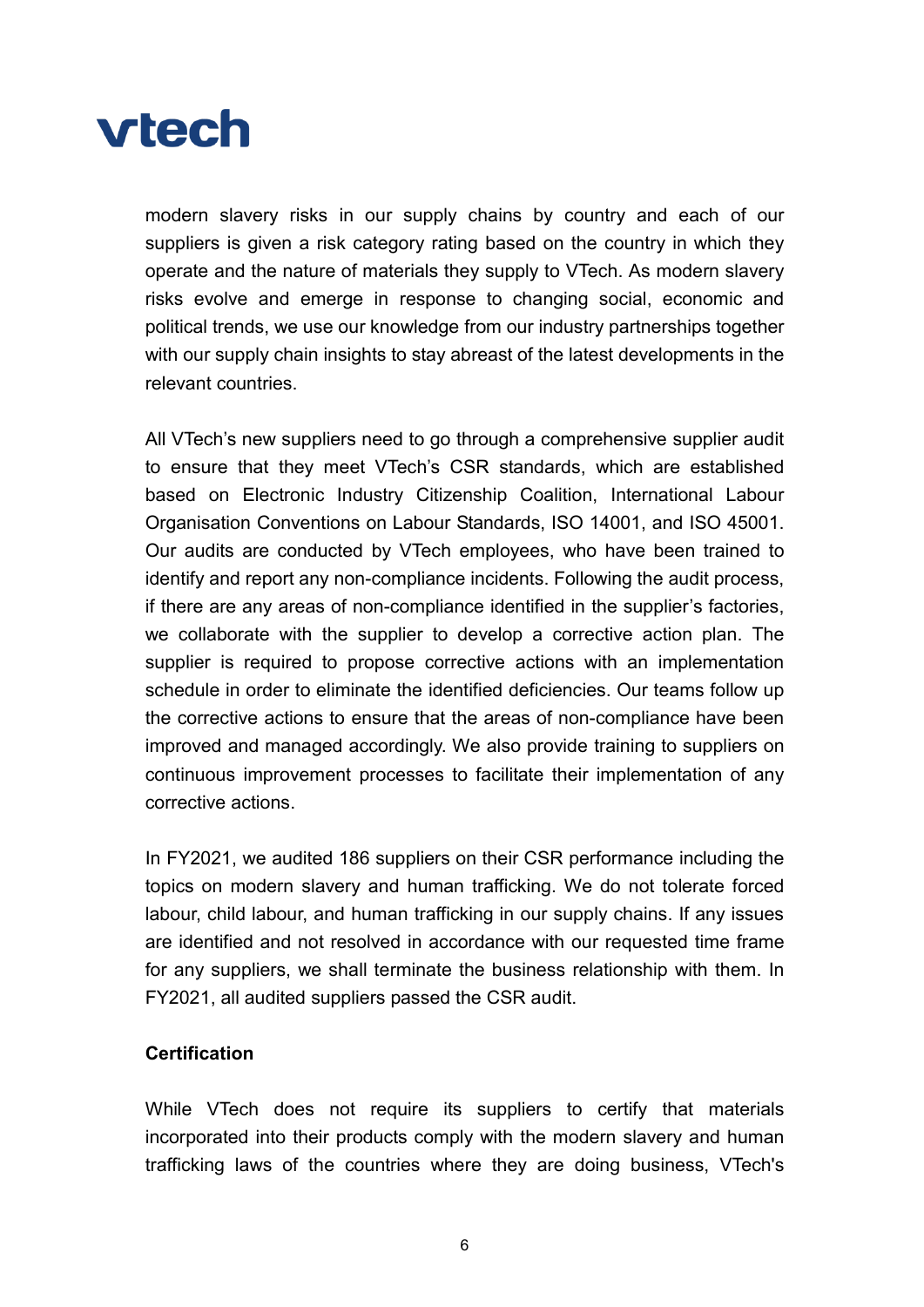modern slavery risks in our supply chains by country and each of our suppliers is given a risk category rating based on the country in which they operate and the nature of materials they supply to VTech. As modern slavery risks evolve and emerge in response to changing social, economic and political trends, we use our knowledge from our industry partnerships together with our supply chain insights to stay abreast of the latest developments in the relevant countries.

All VTech's new suppliers need to go through a comprehensive supplier audit to ensure that they meet VTech's CSR standards, which are established based on Electronic Industry Citizenship Coalition, International Labour Organisation Conventions on Labour Standards, ISO 14001, and ISO 45001. Our audits are conducted by VTech employees, who have been trained to identify and report any non-compliance incidents. Following the audit process, if there are any areas of non-compliance identified in the supplier's factories, we collaborate with the supplier to develop a corrective action plan. The supplier is required to propose corrective actions with an implementation schedule in order to eliminate the identified deficiencies. Our teams follow up the corrective actions to ensure that the areas of non-compliance have been improved and managed accordingly. We also provide training to suppliers on continuous improvement processes to facilitate their implementation of any corrective actions.

In FY2021, we audited 186 suppliers on their CSR performance including the topics on modern slavery and human trafficking. We do not tolerate forced labour, child labour, and human trafficking in our supply chains. If any issues are identified and not resolved in accordance with our requested time frame for any suppliers, we shall terminate the business relationship with them. In FY2021, all audited suppliers passed the CSR audit.

**Certification**

While VTech does not require its suppliers to certify that materials incorporated into their products comply with the modern slavery and human trafficking laws of the countries where they are doing business, VTech's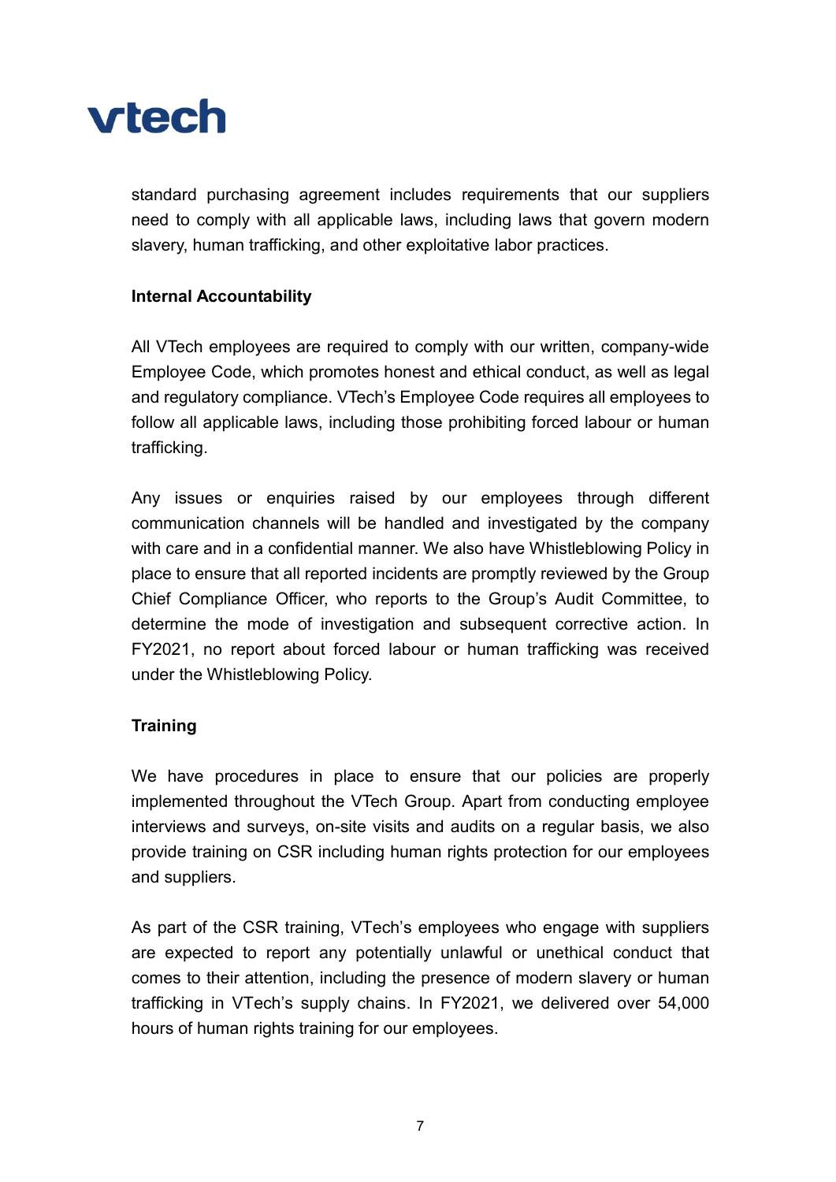standard purchasing agreement includes requirements that our suppliers need to comply with all applicable laws, including laws that govern modern slavery, human trafficking, and other exploitative labor practices.

**Internal Accountability**

All VTech employees are required to comply with our written, company-wide Employee Code, which promotes honest and ethical conduct, as well as legal and regulatory compliance. VTech's Employee Code requires all employees to follow all applicable laws, including those prohibiting forced labour or human trafficking.

Any issues or enquiries raised by our employees through different communication channels will be handled and investigated by the company with care and in a confidential manner. We also have Whistleblowing Policy in place to ensure that all reported incidents are promptly reviewed by the Group Chief Compliance Officer, who reports to the Group's Audit Committee, to determine the mode of investigation and subsequent corrective action. In FY2021, no report about forced labour or human trafficking was received under the Whistleblowing Policy.

**Training**

We have procedures in place to ensure that our policies are properly implemented throughout the VTech Group. Apart from conducting employee interviews and surveys, on-site visits and audits on a regular basis, we also provide training on CSR including human rights protection for our employees and suppliers.

As part of the CSR training, VTech's employees who engage with suppliers are expected to report any potentially unlawful or unethical conduct that comes to their attention, including the presence of modern slavery or human trafficking in VTech's supply chains. In FY2021, we delivered over 54,000 hours of human rights training for our employees.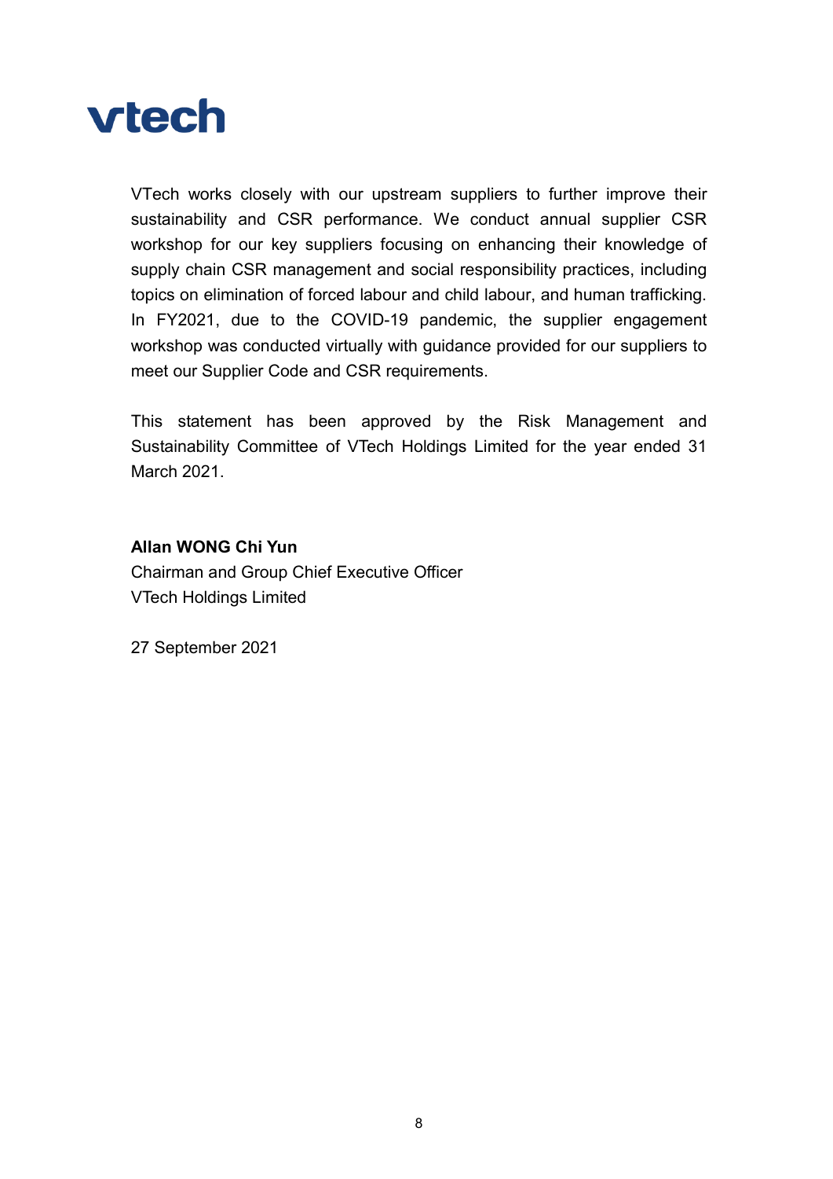VTech works closely with our upstream suppliers to further improve their sustainability and CSR performance. We conduct annual supplier CSR workshop for our key suppliers focusing on enhancing their knowledge of supply chain CSR management and social responsibility practices, including topics on elimination of forced labour and child labour, and human trafficking. In FY2021, due to the COVID-19 pandemic, the supplier engagement workshop was conducted virtually with guidance provided for our suppliers to meet our Supplier Code and CSR requirements.

This statement has been approved by the Risk Management and Sustainability Committee of VTech Holdings Limited for the year ended 31 March 2021.

**Allan WONG Chi Yun**
Chairman and Group Chief Executive Officer
VTech Holdings Limited

27 September 2021